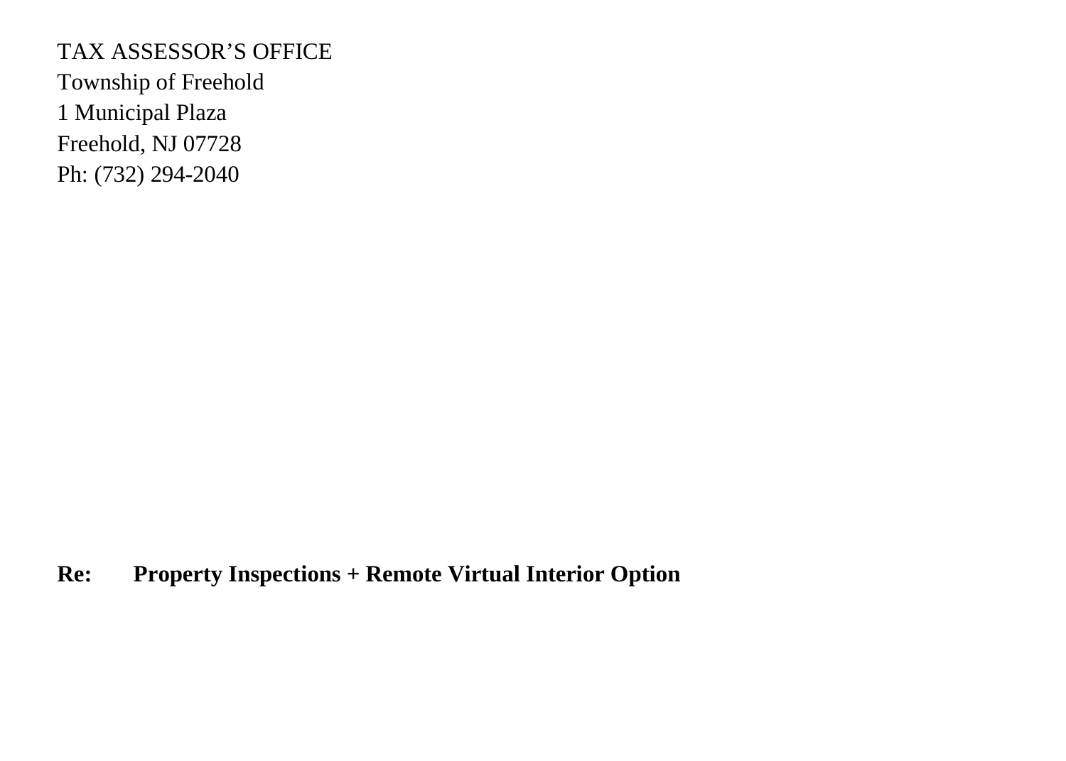TAX ASSESSOR’S OFFICE
Township of Freehold
1 Municipal Plaza
Freehold, NJ 07728
Ph: (732) 294-2040

**Re: Property Inspections + Remote Virtual Interior Option**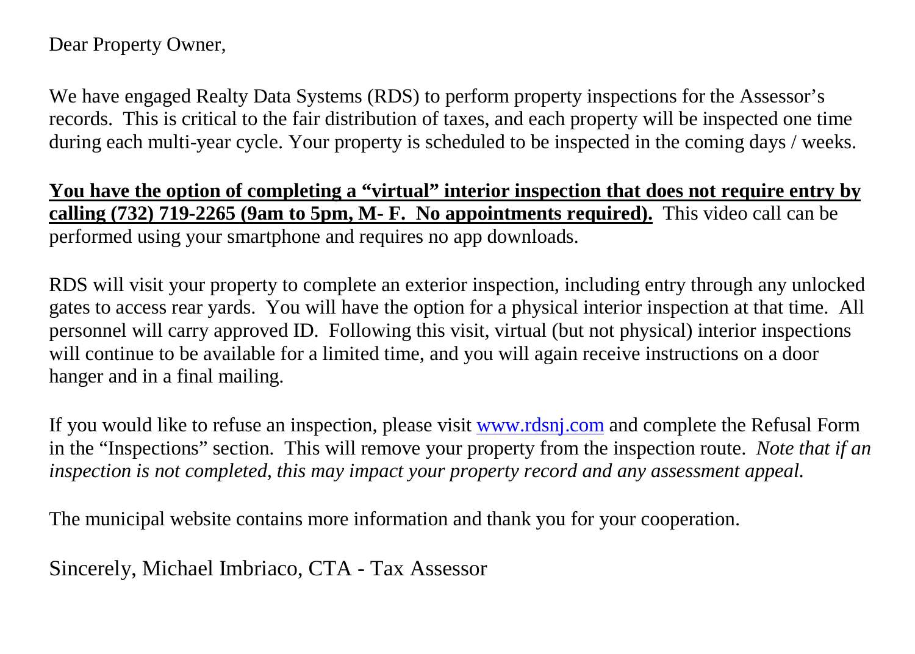Dear Property Owner,

We have engaged Realty Data Systems (RDS) to perform property inspections for the Assessor's records. This is critical to the fair distribution of taxes, and each property will be inspected one time during each multi-year cycle. Your property is scheduled to be inspected in the coming days / weeks.

**You have the option of completing a "virtual" interior inspection that does not require entry by calling (732) 719-2265 (9am to 5pm, M- F. No appointments required).** This video call can be performed using your smartphone and requires no app downloads.

RDS will visit your property to complete an exterior inspection, including entry through any unlocked gates to access rear yards. You will have the option for a physical interior inspection at that time. All personnel will carry approved ID. Following this visit, virtual (but not physical) interior inspections will continue to be available for a limited time, and you will again receive instructions on a door hanger and in a final mailing.

If you would like to refuse an inspection, please visit www.rdsnj.com and complete the Refusal Form in the "Inspections" section. This will remove your property from the inspection route. *Note that if an inspection is not completed, this may impact your property record and any assessment appeal.*

The municipal website contains more information and thank you for your cooperation.

Sincerely, Michael Imbriaco, CTA - Tax Assessor